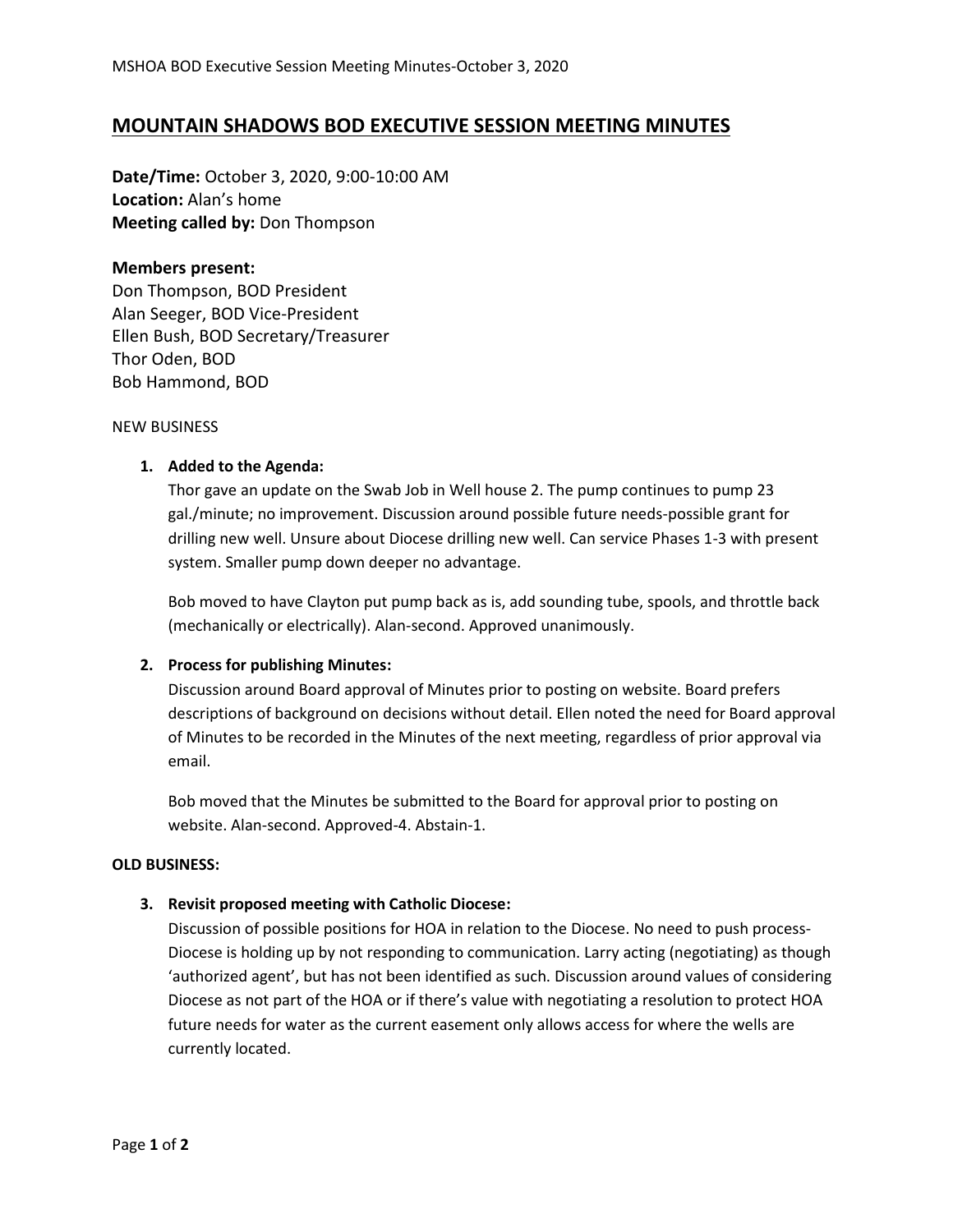# MOUNTAIN SHADOWS BOD EXECUTIVE SESSION MEETING MINUTES

**Date/Time:** October 3, 2020, 9:00-10:00 AM
**Location:** Alan's home
**Meeting called by:** Don Thompson

**Members present:**
Don Thompson, BOD President
Alan Seeger, BOD Vice-President
Ellen Bush, BOD Secretary/Treasurer
Thor Oden, BOD
Bob Hammond, BOD

NEW BUSINESS

1. **Added to the Agenda:**
   Thor gave an update on the Swab Job in Well house 2. The pump continues to pump 23 gal./minute; no improvement. Discussion around possible future needs-possible grant for drilling new well. Unsure about Diocese drilling new well. Can service Phases 1-3 with present system. Smaller pump down deeper no advantage.

   Bob moved to have Clayton put pump back as is, add sounding tube, spools, and throttle back (mechanically or electrically). Alan-second. Approved unanimously.

2. **Process for publishing Minutes:**
   Discussion around Board approval of Minutes prior to posting on website. Board prefers descriptions of background on decisions without detail. Ellen noted the need for Board approval of Minutes to be recorded in the Minutes of the next meeting, regardless of prior approval via email.

   Bob moved that the Minutes be submitted to the Board for approval prior to posting on website. Alan-second. Approved-4. Abstain-1.

**OLD BUSINESS:**

3. **Revisit proposed meeting with Catholic Diocese:**
   Discussion of possible positions for HOA in relation to the Diocese. No need to push process-Diocese is holding up by not responding to communication. Larry acting (negotiating) as though 'authorized agent', but has not been identified as such. Discussion around values of considering Diocese as not part of the HOA or if there's value with negotiating a resolution to protect HOA future needs for water as the current easement only allows access for where the wells are currently located.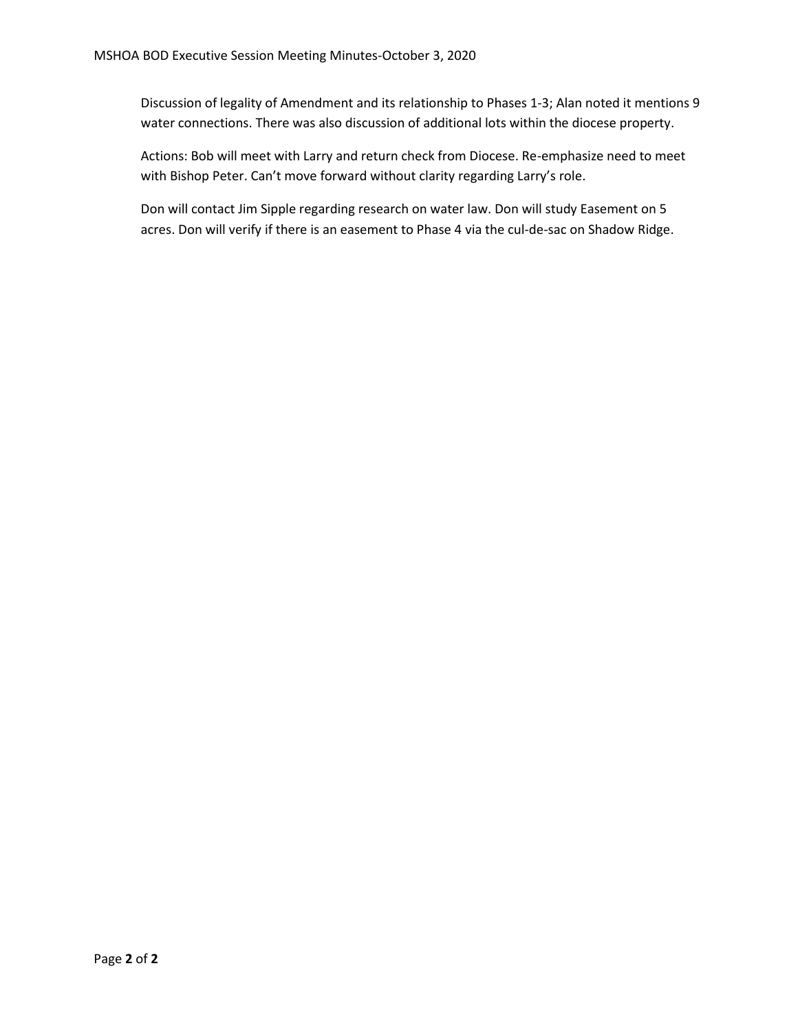Discussion of legality of Amendment and its relationship to Phases 1-3; Alan noted it mentions 9 water connections. There was also discussion of additional lots within the diocese property.

Actions: Bob will meet with Larry and return check from Diocese. Re-emphasize need to meet with Bishop Peter. Can't move forward without clarity regarding Larry's role.

Don will contact Jim Sipple regarding research on water law. Don will study Easement on 5 acres. Don will verify if there is an easement to Phase 4 via the cul-de-sac on Shadow Ridge.